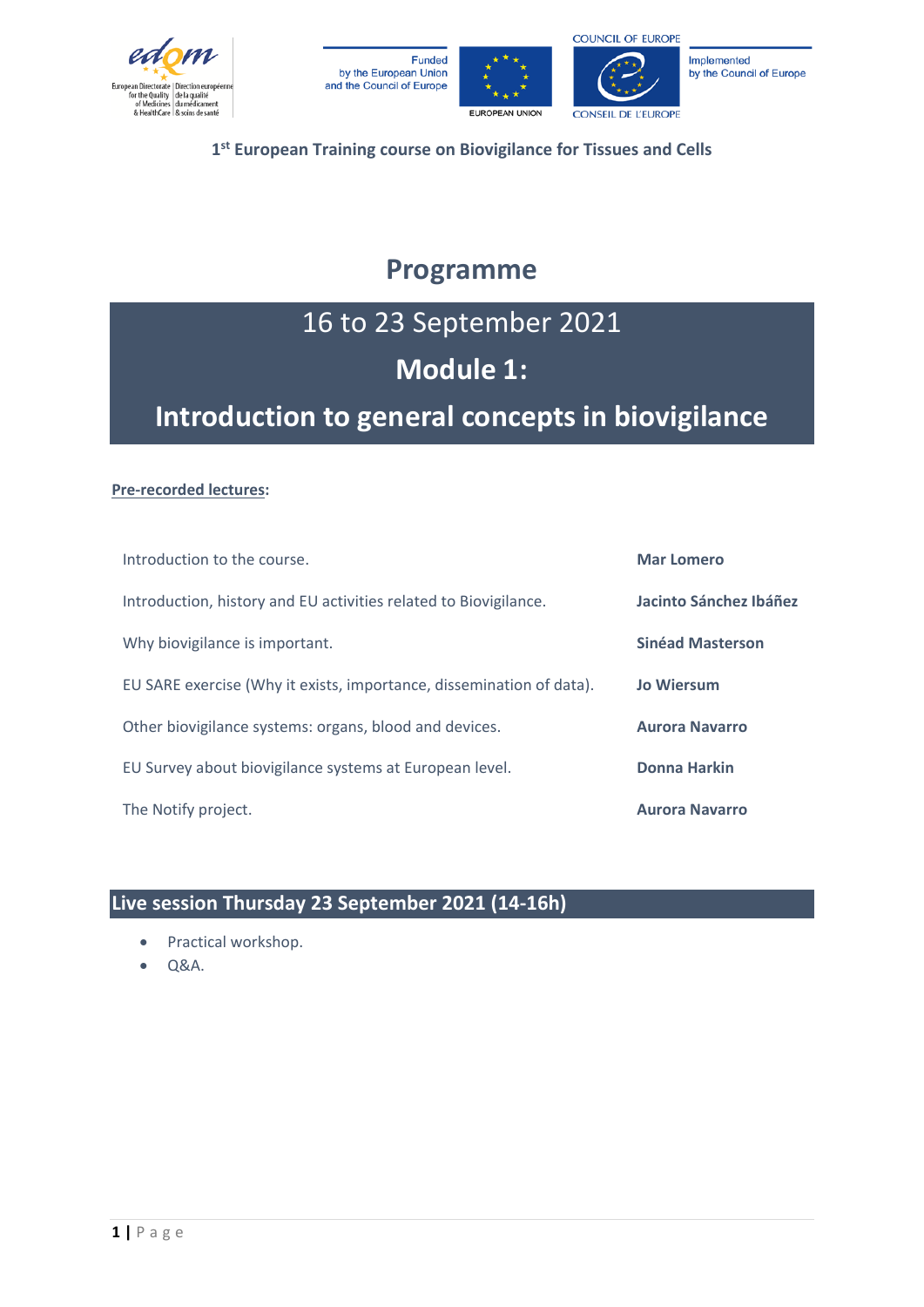European Directorate for the Quality of Medicines & HealthCare | Direction européenne de la qualité du médicament & soins de santé

Funded by the European Union and the Council of Europe

EUROPEAN UNION

COUNCIL OF EUROPE
CONSEIL DE L'EUROPE

Implemented by the Council of Europe

1st European Training course on Biovigilance for Tissues and Cells

# Programme

## 16 to 23 September 2021

## Module 1:

## Introduction to general concepts in biovigilance

**Pre-recorded lectures:**

| | |
|---|---|
| Introduction to the course. | **Mar Lomero** |
| Introduction, history and EU activities related to Biovigilance. | **Jacinto Sánchez Ibáñez** |
| Why biovigilance is important. | **Sinéad Masterson** |
| EU SARE exercise (Why it exists, importance, dissemination of data). | **Jo Wiersum** |
| Other biovigilance systems: organs, blood and devices. | **Aurora Navarro** |
| EU Survey about biovigilance systems at European level. | **Donna Harkin** |
| The Notify project. | **Aurora Navarro** |

### Live session Thursday 23 September 2021 (14-16h)

- Practical workshop.
- Q&A.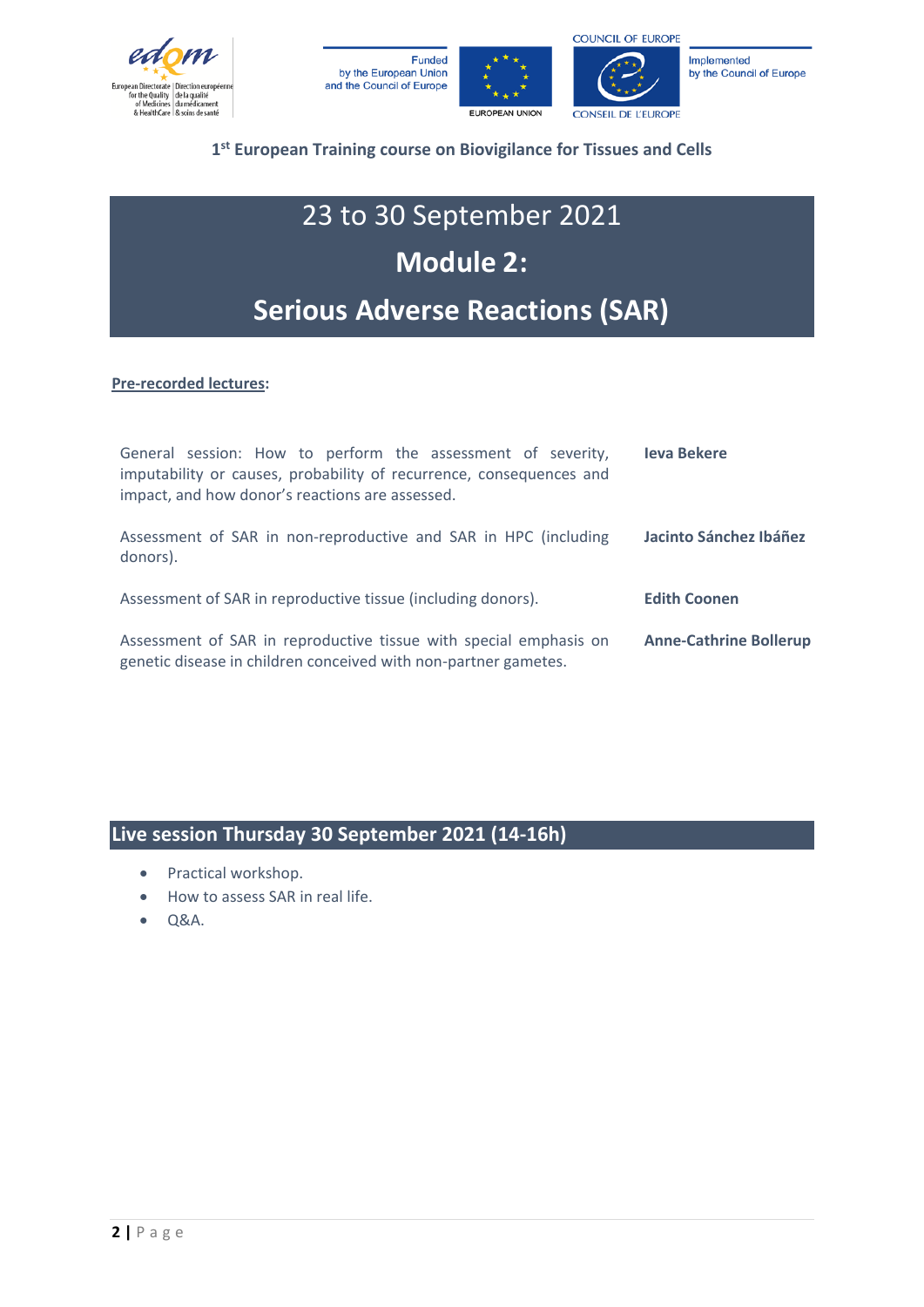1st European Training course on Biovigilance for Tissues and Cells

# 23 to 30 September 2021

## Module 2:

## Serious Adverse Reactions (SAR)

**Pre-recorded lectures:**

| | |
|---|---|
| General session: How to perform the assessment of severity, imputability or causes, probability of recurrence, consequences and impact, and how donor's reactions are assessed. | **Ieva Bekere** |
| Assessment of SAR in non-reproductive and SAR in HPC (including donors). | **Jacinto Sánchez Ibáñez** |
| Assessment of SAR in reproductive tissue (including donors). | **Edith Coonen** |
| Assessment of SAR in reproductive tissue with special emphasis on genetic disease in children conceived with non-partner gametes. | **Anne-Cathrine Bollerup** |

## Live session Thursday 30 September 2021 (14-16h)

- Practical workshop.
- How to assess SAR in real life.
- Q&A.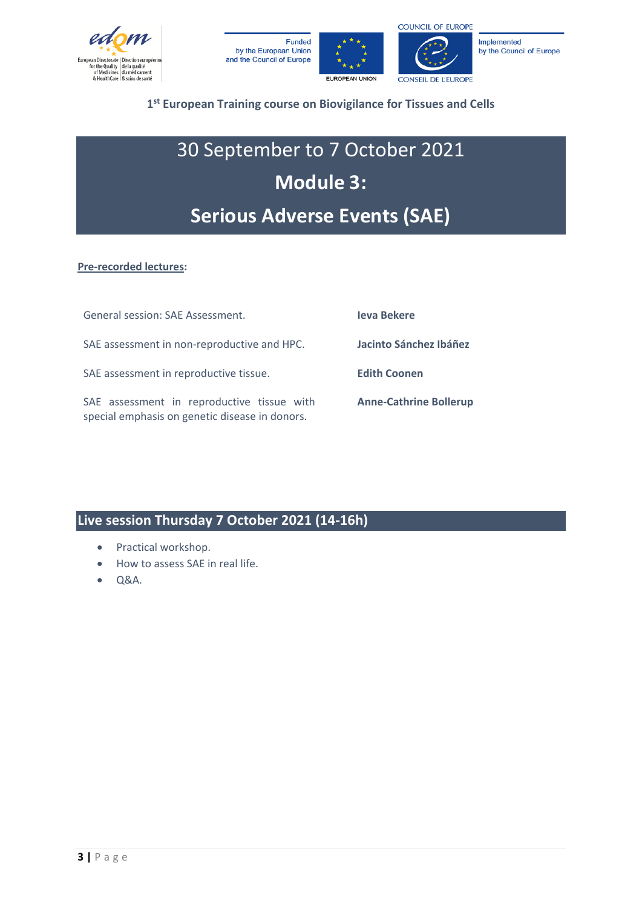1st European Training course on Biovigilance for Tissues and Cells

# 30 September to 7 October 2021

# Module 3:

# Serious Adverse Events (SAE)

**Pre-recorded lectures:**

| | |
|---|---|
| General session: SAE Assessment. | **Ieva Bekere** |
| SAE assessment in non-reproductive and HPC. | **Jacinto Sánchez Ibáñez** |
| SAE assessment in reproductive tissue. | **Edith Coonen** |
| SAE assessment in reproductive tissue with special emphasis on genetic disease in donors. | **Anne-Cathrine Bollerup** |

## Live session Thursday 7 October 2021 (14-16h)

- Practical workshop.
- How to assess SAE in real life.
- Q&A.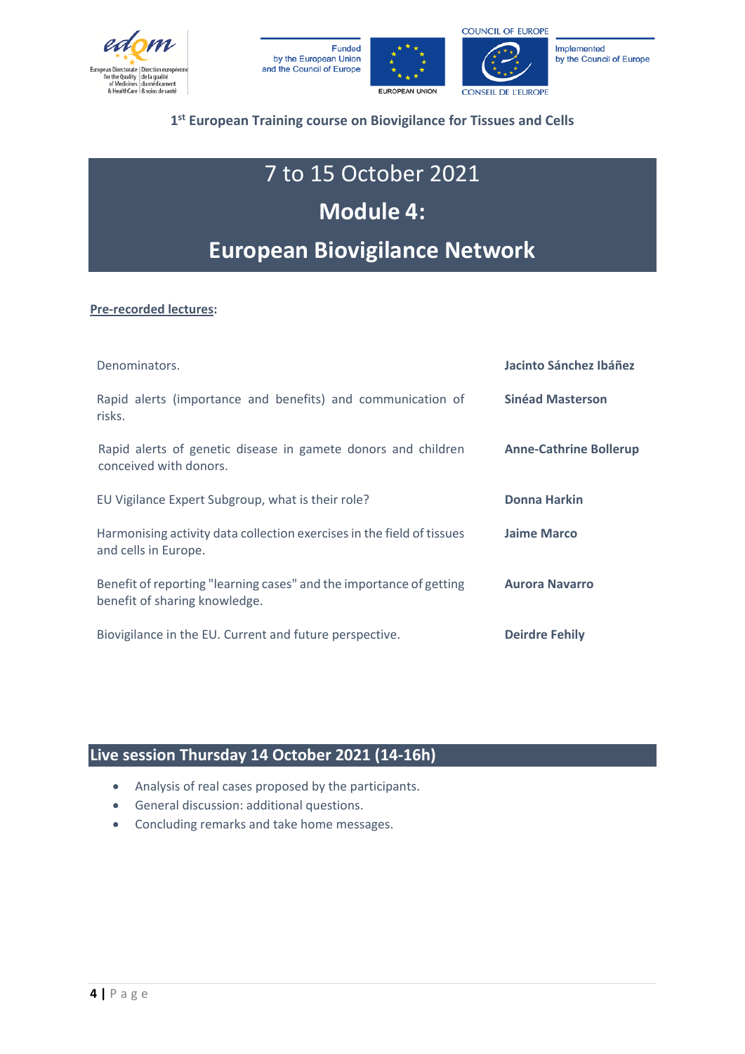1st European Training course on Biovigilance for Tissues and Cells

# 7 to 15 October 2021

# Module 4:

# European Biovigilance Network

**Pre-recorded lectures:**

| | |
|---|---|
| Denominators. | **Jacinto Sánchez Ibáñez** |
| Rapid alerts (importance and benefits) and communication of risks. | **Sinéad Masterson** |
| Rapid alerts of genetic disease in gamete donors and children conceived with donors. | **Anne-Cathrine Bollerup** |
| EU Vigilance Expert Subgroup, what is their role? | **Donna Harkin** |
| Harmonising activity data collection exercises in the field of tissues and cells in Europe. | **Jaime Marco** |
| Benefit of reporting "learning cases" and the importance of getting benefit of sharing knowledge. | **Aurora Navarro** |
| Biovigilance in the EU. Current and future perspective. | **Deirdre Fehily** |

## Live session Thursday 14 October 2021 (14-16h)

- Analysis of real cases proposed by the participants.
- General discussion: additional questions.
- Concluding remarks and take home messages.